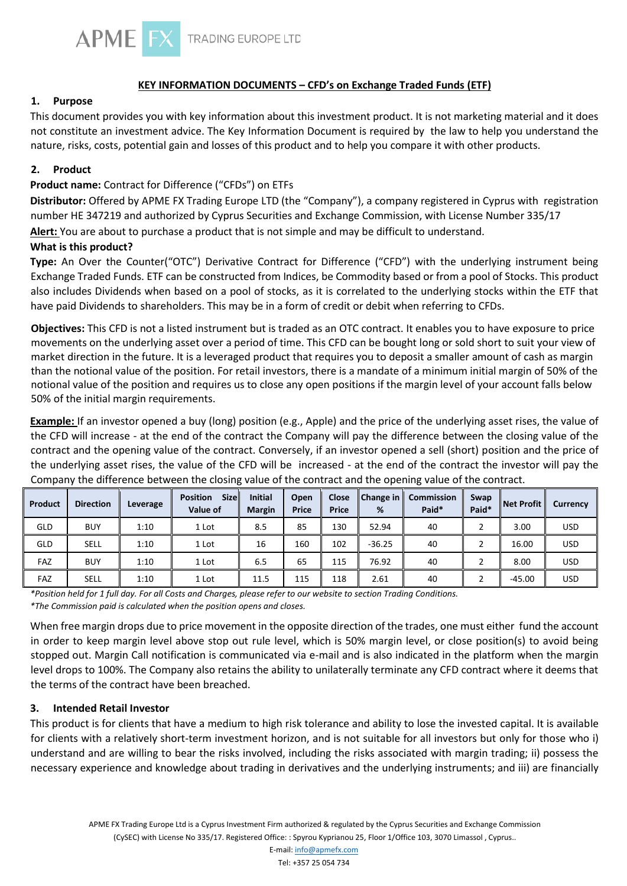## KEY INFORMATION DOCUMENTS – CFD's on Exchange Traded Funds (ETF)

### 1. Purpose

This document provides you with key information about this investment product. It is not marketing material and it does not constitute an investment advice. The Key Information Document is required by the law to help you understand the nature, risks, costs, potential gain and losses of this product and to help you compare it with other products.

### 2. Product

**Product name:** Contract for Difference ("CFDs") on ETFs

**Distributor:** Offered by APME FX Trading Europe LTD (the "Company"), a company registered in Cyprus with registration number HE 347219 and authorized by Cyprus Securities and Exchange Commission, with License Number 335/17

**Alert:** You are about to purchase a product that is not simple and may be difficult to understand.

**What is this product?**

**Type:** An Over the Counter("OTC") Derivative Contract for Difference ("CFD") with the underlying instrument being Exchange Traded Funds. ETF can be constructed from Indices, be Commodity based or from a pool of Stocks. This product also includes Dividends when based on a pool of stocks, as it is correlated to the underlying stocks within the ETF that have paid Dividends to shareholders. This may be in a form of credit or debit when referring to CFDs.

**Objectives:** This CFD is not a listed instrument but is traded as an OTC contract. It enables you to have exposure to price movements on the underlying asset over a period of time. This CFD can be bought long or sold short to suit your view of market direction in the future. It is a leveraged product that requires you to deposit a smaller amount of cash as margin than the notional value of the position. For retail investors, there is a mandate of a minimum initial margin of 50% of the notional value of the position and requires us to close any open positions if the margin level of your account falls below 50% of the initial margin requirements.

**Example:** If an investor opened a buy (long) position (e.g., Apple) and the price of the underlying asset rises, the value of the CFD will increase - at the end of the contract the Company will pay the difference between the closing value of the contract and the opening value of the contract. Conversely, if an investor opened a sell (short) position and the price of the underlying asset rises, the value of the CFD will be increased - at the end of the contract the investor will pay the Company the difference between the closing value of the contract and the opening value of the contract.

| Product | Direction | Leverage | Position Size Value of | Initial Margin | Open Price | Close Price | Change in % | Commission Paid* | Swap Paid* | Net Profit | Currency |
|---|---|---|---|---|---|---|---|---|---|---|---|
| GLD | BUY | 1:10 | 1 Lot | 8.5 | 85 | 130 | 52.94 | 40 | 2 | 3.00 | USD |
| GLD | SELL | 1:10 | 1 Lot | 16 | 160 | 102 | -36.25 | 40 | 2 | 16.00 | USD |
| FAZ | BUY | 1:10 | 1 Lot | 6.5 | 65 | 115 | 76.92 | 40 | 2 | 8.00 | USD |
| FAZ | SELL | 1:10 | 1 Lot | 11.5 | 115 | 118 | 2.61 | 40 | 2 | -45.00 | USD |

*\*Position held for 1 full day. For all Costs and Charges, please refer to our website to section Trading Conditions.*
*\*The Commission paid is calculated when the position opens and closes.*

When free margin drops due to price movement in the opposite direction of the trades, one must either fund the account in order to keep margin level above stop out rule level, which is 50% margin level, or close position(s) to avoid being stopped out. Margin Call notification is communicated via e-mail and is also indicated in the platform when the margin level drops to 100%. The Company also retains the ability to unilaterally terminate any CFD contract where it deems that the terms of the contract have been breached.

### 3. Intended Retail Investor

This product is for clients that have a medium to high risk tolerance and ability to lose the invested capital. It is available for clients with a relatively short-term investment horizon, and is not suitable for all investors but only for those who i) understand and are willing to bear the risks involved, including the risks associated with margin trading; ii) possess the necessary experience and knowledge about trading in derivatives and the underlying instruments; and iii) are financially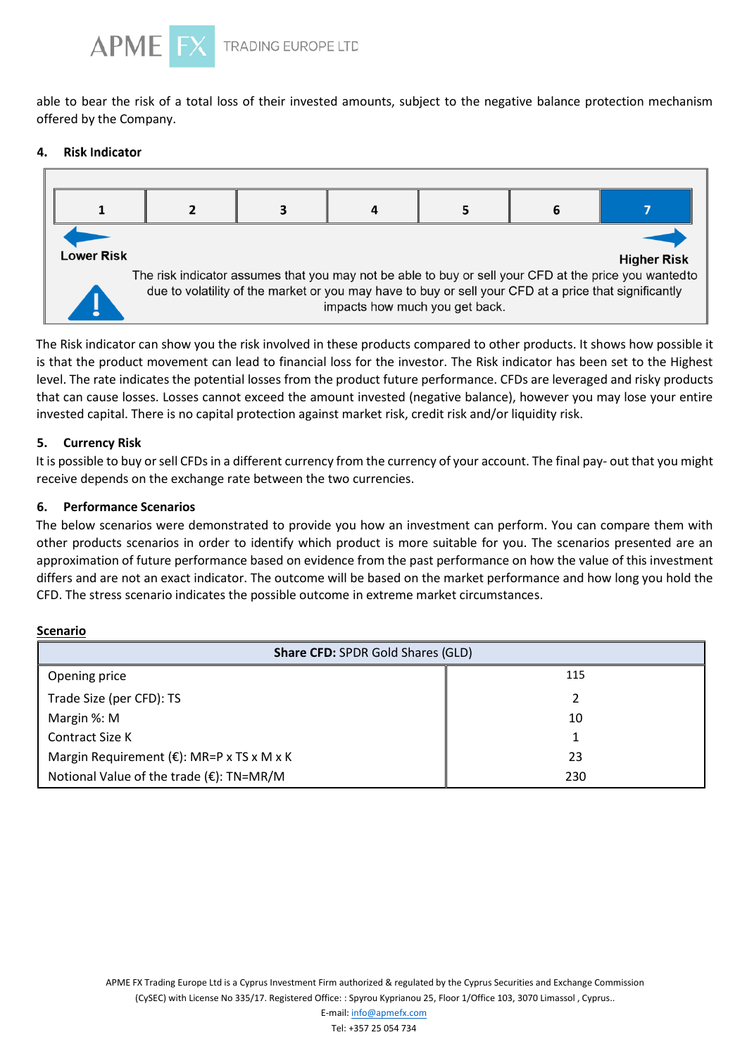able to bear the risk of a total loss of their invested amounts, subject to the negative balance protection mechanism offered by the Company.

## 4. Risk Indicator

| 1 | 2 | 3 | 4 | 5 | 6 | **7** |
|---|---|---|---|---|---|---|

**Lower Risk** ← → **Higher Risk**

The risk indicator assumes that you may not be able to buy or sell your CFD at the price you wantedto due to volatility of the market or you may have to buy or sell your CFD at a price that significantly impacts how much you get back.

The Risk indicator can show you the risk involved in these products compared to other products. It shows how possible it is that the product movement can lead to financial loss for the investor. The Risk indicator has been set to the Highest level. The rate indicates the potential losses from the product future performance. CFDs are leveraged and risky products that can cause losses. Losses cannot exceed the amount invested (negative balance), however you may lose your entire invested capital. There is no capital protection against market risk, credit risk and/or liquidity risk.

## 5. Currency Risk

It is possible to buy or sell CFDs in a different currency from the currency of your account. The final pay- out that you might receive depends on the exchange rate between the two currencies.

## 6. Performance Scenarios

The below scenarios were demonstrated to provide you how an investment can perform. You can compare them with other products scenarios in order to identify which product is more suitable for you. The scenarios presented are an approximation of future performance based on evidence from the past performance on how the value of this investment differs and are not an exact indicator. The outcome will be based on the market performance and how long you hold the CFD. The stress scenario indicates the possible outcome in extreme market circumstances.

**Scenario**

| **Share CFD:** SPDR Gold Shares (GLD) | |
|---|---|
| Opening price | 115 |
| Trade Size (per CFD): TS | 2 |
| Margin %: M | 10 |
| Contract Size K | 1 |
| Margin Requirement (€): MR=P x TS x M x K | 23 |
| Notional Value of the trade (€): TN=MR/M | 230 |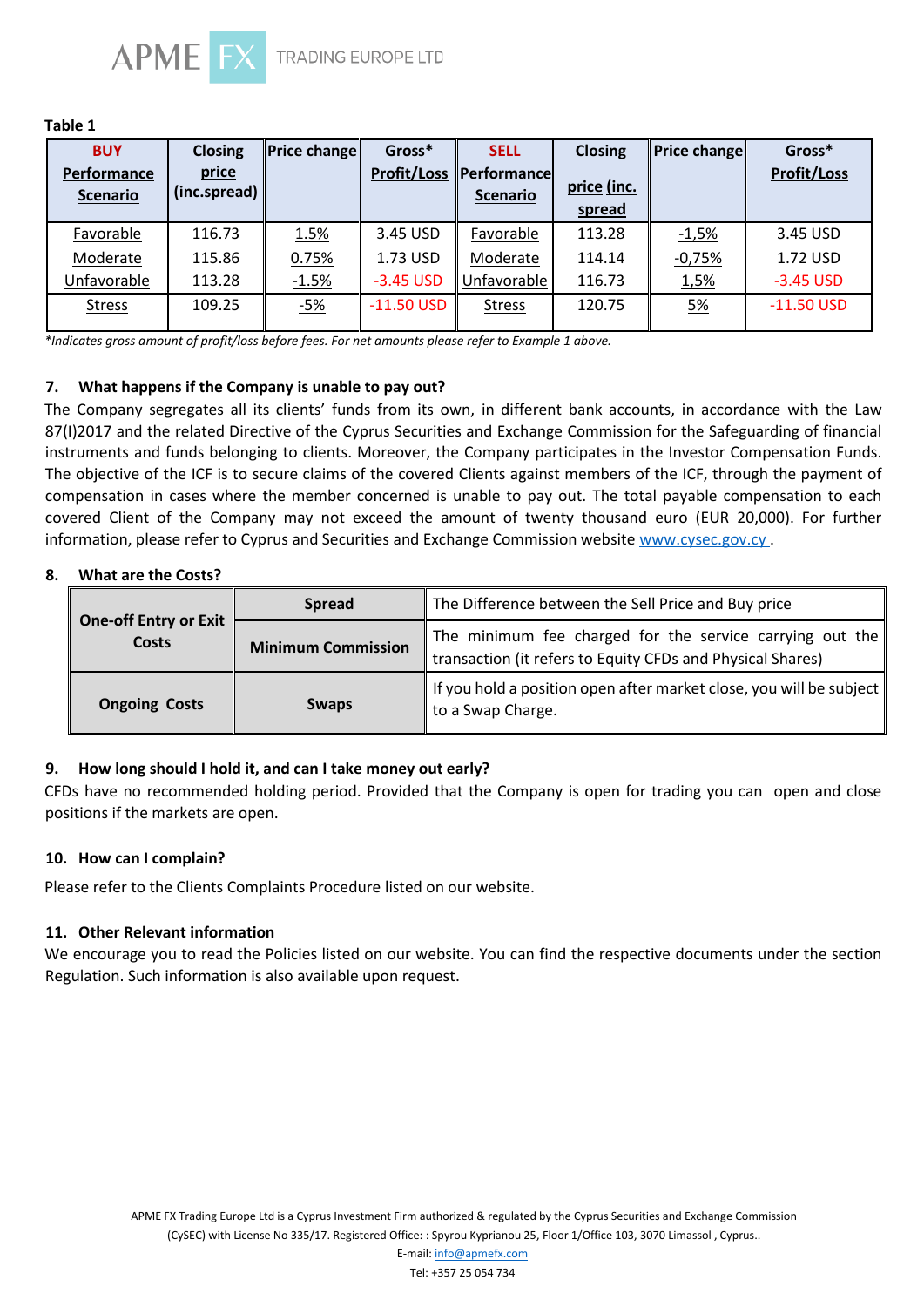**Table 1**

| BUY Performance Scenario | Closing price (inc.spread) | Price change | Gross* Profit/Loss | SELL Performance Scenario | Closing price (inc. spread | Price change | Gross* Profit/Loss |
|---|---|---|---|---|---|---|---|
| Favorable | 116.73 | 1.5% | 3.45 USD | Favorable | 113.28 | -1,5% | 3.45 USD |
| Moderate | 115.86 | 0.75% | 1.73 USD | Moderate | 114.14 | -0,75% | 1.72 USD |
| Unfavorable | 113.28 | -1.5% | -3.45 USD | Unfavorable | 116.73 | 1,5% | -3.45 USD |
| Stress | 109.25 | -5% | -11.50 USD | Stress | 120.75 | 5% | -11.50 USD |

*\*Indicates gross amount of profit/loss before fees. For net amounts please refer to Example 1 above.*

## 7. What happens if the Company is unable to pay out?

The Company segregates all its clients' funds from its own, in different bank accounts, in accordance with the Law 87(I)2017 and the related Directive of the Cyprus Securities and Exchange Commission for the Safeguarding of financial instruments and funds belonging to clients. Moreover, the Company participates in the Investor Compensation Funds. The objective of the ICF is to secure claims of the covered Clients against members of the ICF, through the payment of compensation in cases where the member concerned is unable to pay out. The total payable compensation to each covered Client of the Company may not exceed the amount of twenty thousand euro (EUR 20,000). For further information, please refer to Cyprus and Securities and Exchange Commission website www.cysec.gov.cy .

## 8. What are the Costs?

| | | |
|---|---|---|
| One-off Entry or Exit Costs | Spread | The Difference between the Sell Price and Buy price |
| | Minimum Commission | The minimum fee charged for the service carrying out the transaction (it refers to Equity CFDs and Physical Shares) |
| Ongoing Costs | Swaps | If you hold a position open after market close, you will be subject to a Swap Charge. |

## 9. How long should I hold it, and can I take money out early?

CFDs have no recommended holding period. Provided that the Company is open for trading you can open and close positions if the markets are open.

## 10. How can I complain?

Please refer to the Clients Complaints Procedure listed on our website.

## 11. Other Relevant information

We encourage you to read the Policies listed on our website. You can find the respective documents under the section Regulation. Such information is also available upon request.